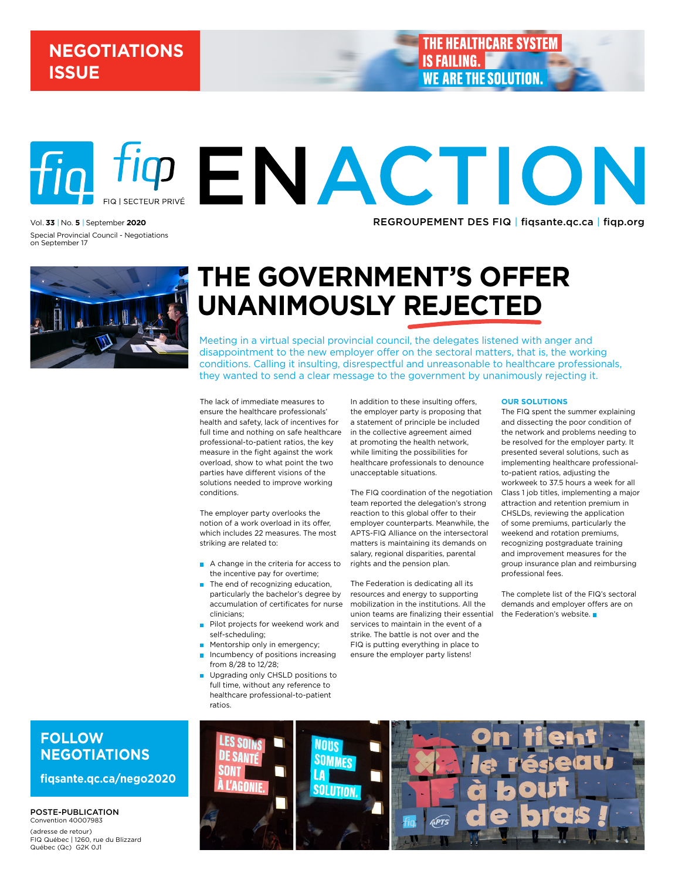NEGOTIATIONS ISSUE

THE HEALTHCARE SYSTEM IS FAILING. WE ARE THE SOLUTION.

FIQ | SECTEUR PRIVÉ

# EN ACTION

Vol. **33** | No. **5** | September **2020**

Special Provincial Council - Negotiations on September 17

REGROUPEMENT DES FIQ | fiqsante.qc.ca | fiqp.org

# THE GOVERNMENT'S OFFER UNANIMOUSLY REJECTED

Meeting in a virtual special provincial council, the delegates listened with anger and disappointment to the new employer offer on the sectoral matters, that is, the working conditions. Calling it insulting, disrespectful and unreasonable to healthcare professionals, they wanted to send a clear message to the government by unanimously rejecting it.

The lack of immediate measures to ensure the healthcare professionals' health and safety, lack of incentives for full time and nothing on safe healthcare professional-to-patient ratios, the key measure in the fight against the work overload, show to what point the two parties have different visions of the solutions needed to improve working conditions.

The employer party overlooks the notion of a work overload in its offer, which includes 22 measures. The most striking are related to:

- A change in the criteria for access to the incentive pay for overtime;
- The end of recognizing education, particularly the bachelor's degree by accumulation of certificates for nurse clinicians;
- Pilot projects for weekend work and self-scheduling;
- Mentorship only in emergency;
- Incumbency of positions increasing from 8/28 to 12/28;
- Upgrading only CHSLD positions to full time, without any reference to healthcare professional-to-patient ratios.

In addition to these insulting offers, the employer party is proposing that a statement of principle be included in the collective agreement aimed at promoting the health network, while limiting the possibilities for healthcare professionals to denounce unacceptable situations.

The FIQ coordination of the negotiation team reported the delegation's strong reaction to this global offer to their employer counterparts. Meanwhile, the APTS-FIQ Alliance on the intersectoral matters is maintaining its demands on salary, regional disparities, parental rights and the pension plan.

The Federation is dedicating all its resources and energy to supporting mobilization in the institutions. All the union teams are finalizing their essential services to maintain in the event of a strike. The battle is not over and the FIQ is putting everything in place to ensure the employer party listens!

### OUR SOLUTIONS

The FIQ spent the summer explaining and dissecting the poor condition of the network and problems needing to be resolved for the employer party. It presented several solutions, such as implementing healthcare professional-to-patient ratios, adjusting the workweek to 37.5 hours a week for all Class 1 job titles, implementing a major attraction and retention premium in CHSLDs, reviewing the application of some premiums, particularly the weekend and rotation premiums, recognizing postgraduate training and improvement measures for the group insurance plan and reimbursing professional fees.

The complete list of the FIQ's sectoral demands and employer offers are on the Federation's website.

## FOLLOW NEGOTIATIONS

fiqsante.qc.ca/nego2020

LES SOINS DE SANTÉ SONT À L'AGONIE.

NOUS SOMMES LA SOLUTION.

On tient le réseau à bout de bras !

**POSTE-PUBLICATION**
Convention 40007983
(adresse de retour)
FIQ Québec | 1260, rue du Blizzard
Québec (Qc) G2K 0J1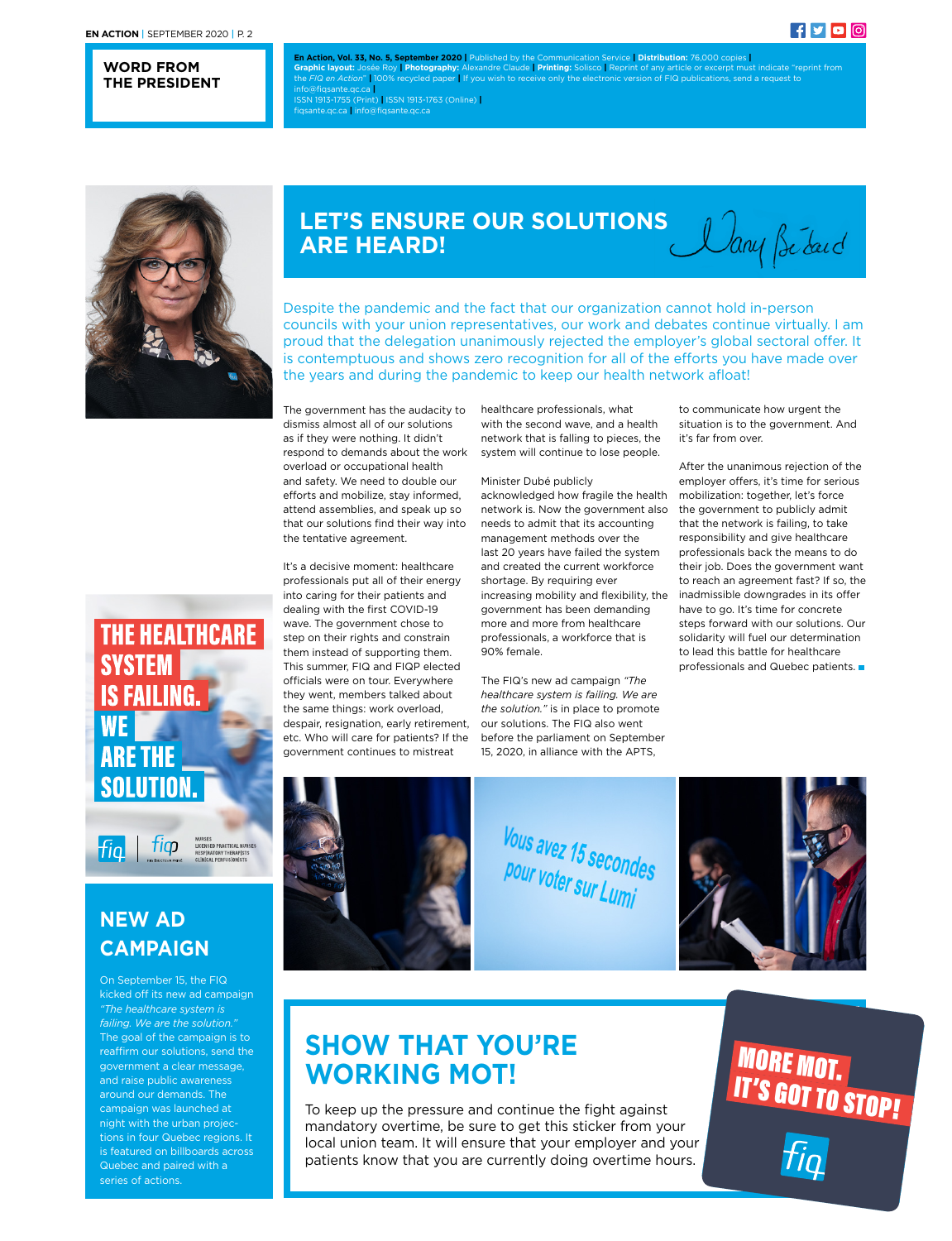## WORD FROM THE PRESIDENT

**En Action, Vol. 33, No. 5, September 2020** | Published by the Communication Service | **Distribution:** 76,000 copies | **Graphic layout:** Josée Roy | **Photography:** Alexandre Claude | **Printing:** Solisco | Reprint of any article or excerpt must indicate "reprint from the *FIQ en Action*" | 100% recycled paper | If you wish to receive only the electronic version of FIQ publications, send a request to info@fiqsante.qc.ca | ISSN 1913-1755 (Print) | ISSN 1913-1763 (Online) | fiqsante.qc.ca | info@fiqsante.qc.ca

# LET'S ENSURE OUR SOLUTIONS ARE HEARD!

Despite the pandemic and the fact that our organization cannot hold in-person councils with your union representatives, our work and debates continue virtually. I am proud that the delegation unanimously rejected the employer's global sectoral offer. It is contemptuous and shows zero recognition for all of the efforts you have made over the years and during the pandemic to keep our health network afloat!

The government has the audacity to dismiss almost all of our solutions as if they were nothing. It didn't respond to demands about the work overload or occupational health and safety. We need to double our efforts and mobilize, stay informed, attend assemblies, and speak up so that our solutions find their way into the tentative agreement.

It's a decisive moment: healthcare professionals put all of their energy into caring for their patients and dealing with the first COVID-19 wave. The government chose to step on their rights and constrain them instead of supporting them. This summer, FIQ and FIQP elected officials were on tour. Everywhere they went, members talked about the same things: work overload, despair, resignation, early retirement, etc. Who will care for patients? If the government continues to mistreat healthcare professionals, what with the second wave, and a health network that is falling to pieces, the system will continue to lose people.

Minister Dubé publicly acknowledged how fragile the health network is. Now the government also needs to admit that its accounting management methods over the last 20 years have failed the system and created the current workforce shortage. By requiring ever increasing mobility and flexibility, the government has been demanding more and more from healthcare professionals, a workforce that is 90% female.

The FIQ's new ad campaign *"The healthcare system is failing. We are the solution."* is in place to promote our solutions. The FIQ also went before the parliament on September 15, 2020, in alliance with the APTS, to communicate how urgent the situation is to the government. And it's far from over.

After the unanimous rejection of the employer offers, it's time for serious mobilization: together, let's force the government to publicly admit that the network is failing, to take responsibility and give healthcare professionals back the means to do their job. Does the government want to reach an agreement fast? If so, the inadmissible downgrades in its offer have to go. It's time for concrete steps forward with our solutions. Our solidarity will fuel our determination to lead this battle for healthcare professionals and Quebec patients.

THE HEALTHCARE SYSTEM IS FAILING. WE ARE THE SOLUTION.

## NEW AD CAMPAIGN

On September 15, the FIQ kicked off its new ad campaign *"The healthcare system is failing. We are the solution."* The goal of the campaign is to reaffirm our solutions, send the government a clear message, and raise public awareness around our demands. The campaign was launched at night with the urban projections in four Quebec regions. It is featured on billboards across Quebec and paired with a series of actions.

Vous avez 15 secondes pour voter sur Lumi

## SHOW THAT YOU'RE WORKING MOT!

To keep up the pressure and continue the fight against mandatory overtime, be sure to get this sticker from your local union team. It will ensure that your employer and your patients know that you are currently doing overtime hours.

MORE MOT. IT'S GOT TO STOP!